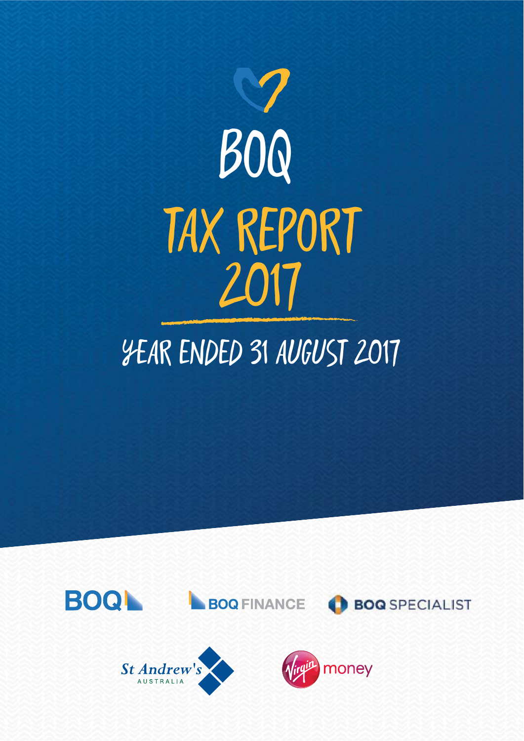# BOQ

# TAX REPORT 2017

## YEAR ENDED 31 AUGUST 2017

BOQ

BOQ FINANCE

BOQ SPECIALIST

St Andrew's AUSTRALIA

Virgin money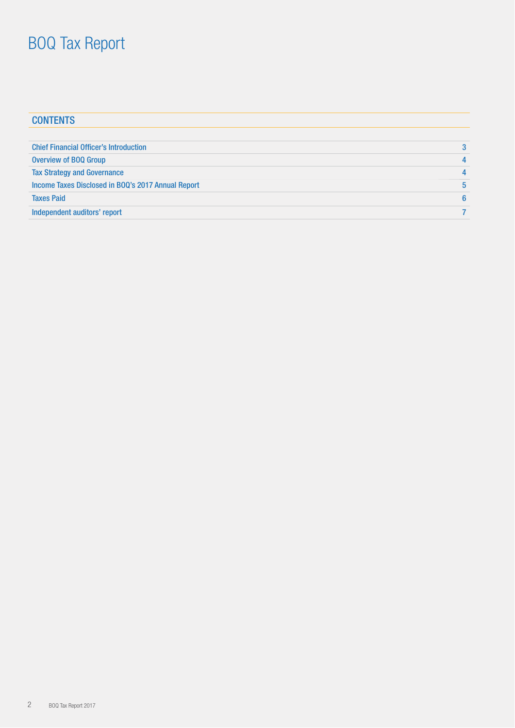# BOQ Tax Report

## CONTENTS

| | |
|---|---|
| Chief Financial Officer's Introduction | 3 |
| Overview of BOQ Group | 4 |
| Tax Strategy and Governance | 4 |
| Income Taxes Disclosed in BOQ's 2017 Annual Report | 5 |
| Taxes Paid | 6 |
| Independent auditors' report | 7 |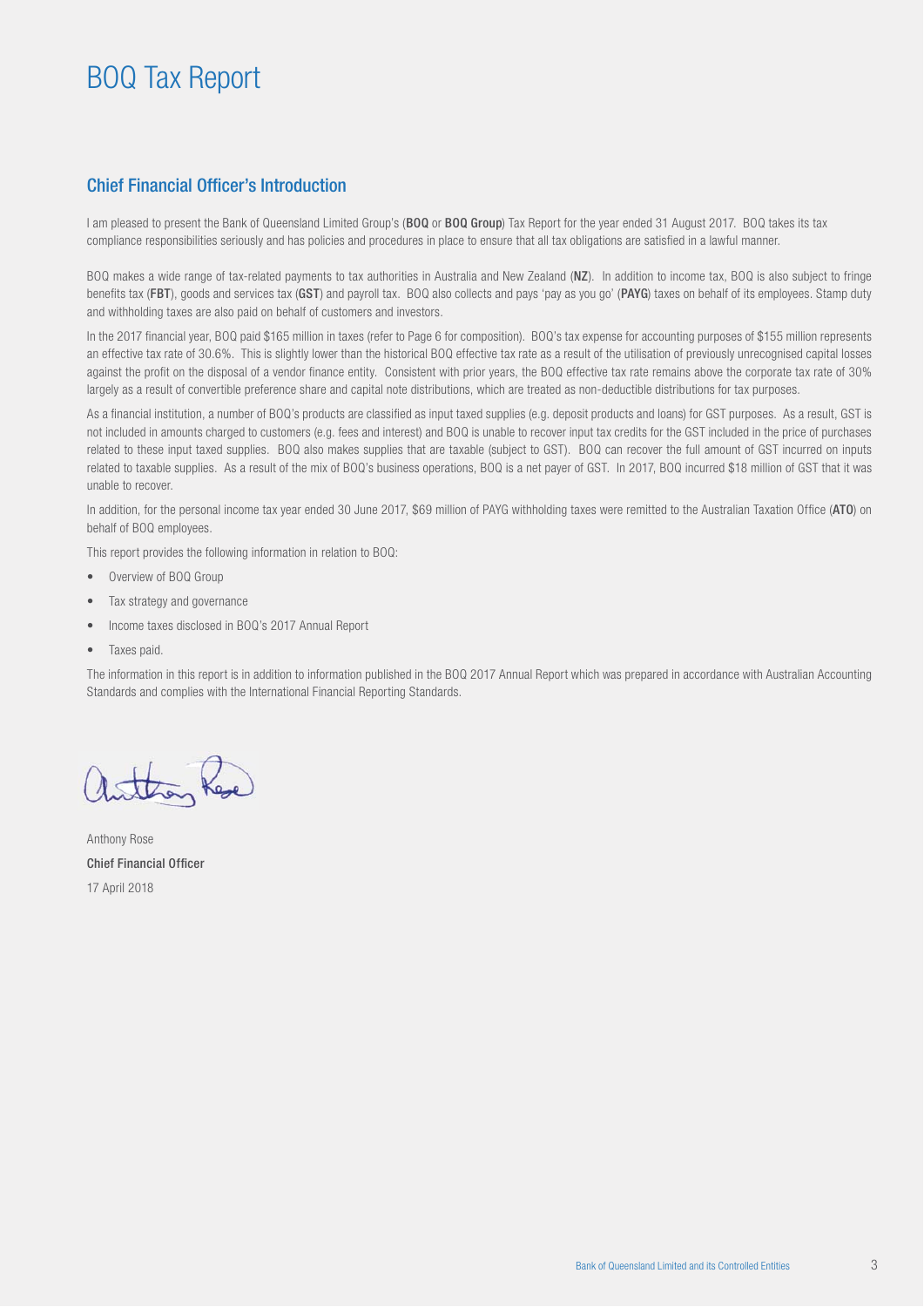# BOQ Tax Report

## Chief Financial Officer's Introduction

I am pleased to present the Bank of Queensland Limited Group's (**BOQ** or **BOQ Group**) Tax Report for the year ended 31 August 2017. BOQ takes its tax compliance responsibilities seriously and has policies and procedures in place to ensure that all tax obligations are satisfied in a lawful manner.

BOQ makes a wide range of tax-related payments to tax authorities in Australia and New Zealand (**NZ**). In addition to income tax, BOQ is also subject to fringe benefits tax (**FBT**), goods and services tax (**GST**) and payroll tax. BOQ also collects and pays 'pay as you go' (**PAYG**) taxes on behalf of its employees. Stamp duty and withholding taxes are also paid on behalf of customers and investors.

In the 2017 financial year, BOQ paid $165 million in taxes (refer to Page 6 for composition). BOQ's tax expense for accounting purposes of $155 million represents an effective tax rate of 30.6%. This is slightly lower than the historical BOQ effective tax rate as a result of the utilisation of previously unrecognised capital losses against the profit on the disposal of a vendor finance entity. Consistent with prior years, the BOQ effective tax rate remains above the corporate tax rate of 30% largely as a result of convertible preference share and capital note distributions, which are treated as non-deductible distributions for tax purposes.

As a financial institution, a number of BOQ's products are classified as input taxed supplies (e.g. deposit products and loans) for GST purposes. As a result, GST is not included in amounts charged to customers (e.g. fees and interest) and BOQ is unable to recover input tax credits for the GST included in the price of purchases related to these input taxed supplies. BOQ also makes supplies that are taxable (subject to GST). BOQ can recover the full amount of GST incurred on inputs related to taxable supplies. As a result of the mix of BOQ's business operations, BOQ is a net payer of GST. In 2017, BOQ incurred $18 million of GST that it was unable to recover.

In addition, for the personal income tax year ended 30 June 2017, $69 million of PAYG withholding taxes were remitted to the Australian Taxation Office (**ATO**) on behalf of BOQ employees.

This report provides the following information in relation to BOQ:

- Overview of BOQ Group
- Tax strategy and governance
- Income taxes disclosed in BOQ's 2017 Annual Report
- Taxes paid.

The information in this report is in addition to information published in the BOQ 2017 Annual Report which was prepared in accordance with Australian Accounting Standards and complies with the International Financial Reporting Standards.

Anthony Rose
**Chief Financial Officer**
17 April 2018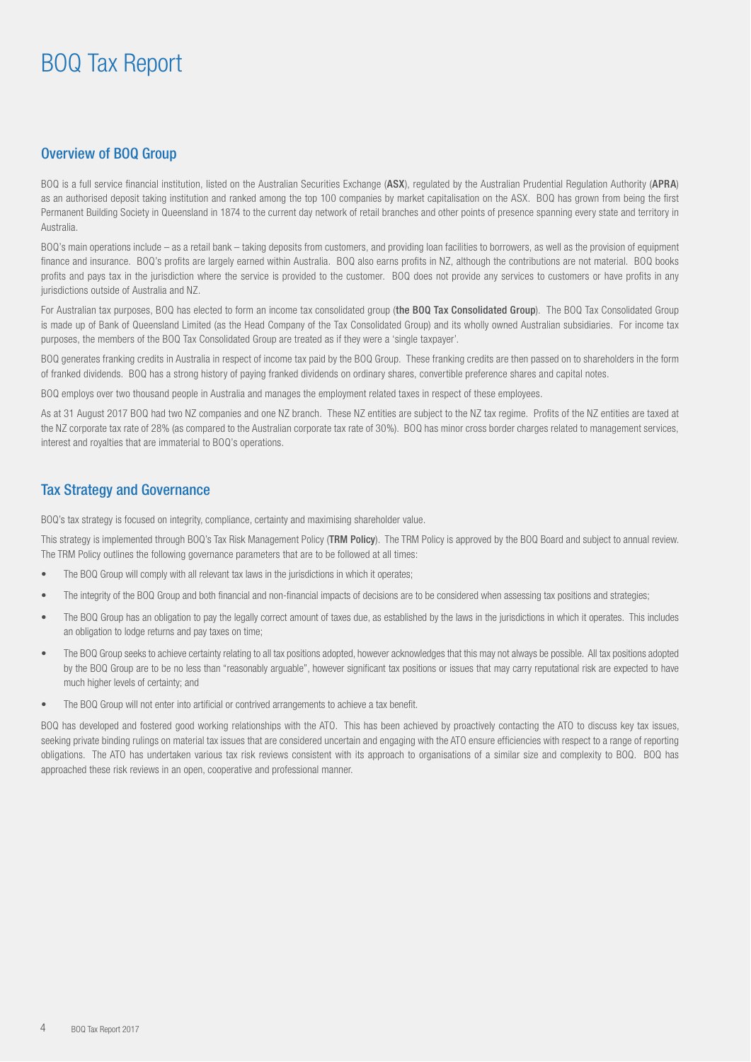# BOQ Tax Report

## Overview of BOQ Group

BOQ is a full service financial institution, listed on the Australian Securities Exchange (**ASX**), regulated by the Australian Prudential Regulation Authority (**APRA**) as an authorised deposit taking institution and ranked among the top 100 companies by market capitalisation on the ASX. BOQ has grown from being the first Permanent Building Society in Queensland in 1874 to the current day network of retail branches and other points of presence spanning every state and territory in Australia.

BOQ's main operations include – as a retail bank – taking deposits from customers, and providing loan facilities to borrowers, as well as the provision of equipment finance and insurance. BOQ's profits are largely earned within Australia. BOQ also earns profits in NZ, although the contributions are not material. BOQ books profits and pays tax in the jurisdiction where the service is provided to the customer. BOQ does not provide any services to customers or have profits in any jurisdictions outside of Australia and NZ.

For Australian tax purposes, BOQ has elected to form an income tax consolidated group (**the BOQ Tax Consolidated Group**). The BOQ Tax Consolidated Group is made up of Bank of Queensland Limited (as the Head Company of the Tax Consolidated Group) and its wholly owned Australian subsidiaries. For income tax purposes, the members of the BOQ Tax Consolidated Group are treated as if they were a 'single taxpayer'.

BOQ generates franking credits in Australia in respect of income tax paid by the BOQ Group. These franking credits are then passed on to shareholders in the form of franked dividends. BOQ has a strong history of paying franked dividends on ordinary shares, convertible preference shares and capital notes.

BOQ employs over two thousand people in Australia and manages the employment related taxes in respect of these employees.

As at 31 August 2017 BOQ had two NZ companies and one NZ branch. These NZ entities are subject to the NZ tax regime. Profits of the NZ entities are taxed at the NZ corporate tax rate of 28% (as compared to the Australian corporate tax rate of 30%). BOQ has minor cross border charges related to management services, interest and royalties that are immaterial to BOQ's operations.

## Tax Strategy and Governance

BOQ's tax strategy is focused on integrity, compliance, certainty and maximising shareholder value.

This strategy is implemented through BOQ's Tax Risk Management Policy (**TRM Policy**). The TRM Policy is approved by the BOQ Board and subject to annual review. The TRM Policy outlines the following governance parameters that are to be followed at all times:

- The BOQ Group will comply with all relevant tax laws in the jurisdictions in which it operates;
- The integrity of the BOQ Group and both financial and non-financial impacts of decisions are to be considered when assessing tax positions and strategies;
- The BOQ Group has an obligation to pay the legally correct amount of taxes due, as established by the laws in the jurisdictions in which it operates. This includes an obligation to lodge returns and pay taxes on time;
- The BOQ Group seeks to achieve certainty relating to all tax positions adopted, however acknowledges that this may not always be possible. All tax positions adopted by the BOQ Group are to be no less than "reasonably arguable", however significant tax positions or issues that may carry reputational risk are expected to have much higher levels of certainty; and
- The BOQ Group will not enter into artificial or contrived arrangements to achieve a tax benefit.

BOQ has developed and fostered good working relationships with the ATO. This has been achieved by proactively contacting the ATO to discuss key tax issues, seeking private binding rulings on material tax issues that are considered uncertain and engaging with the ATO ensure efficiencies with respect to a range of reporting obligations. The ATO has undertaken various tax risk reviews consistent with its approach to organisations of a similar size and complexity to BOQ. BOQ has approached these risk reviews in an open, cooperative and professional manner.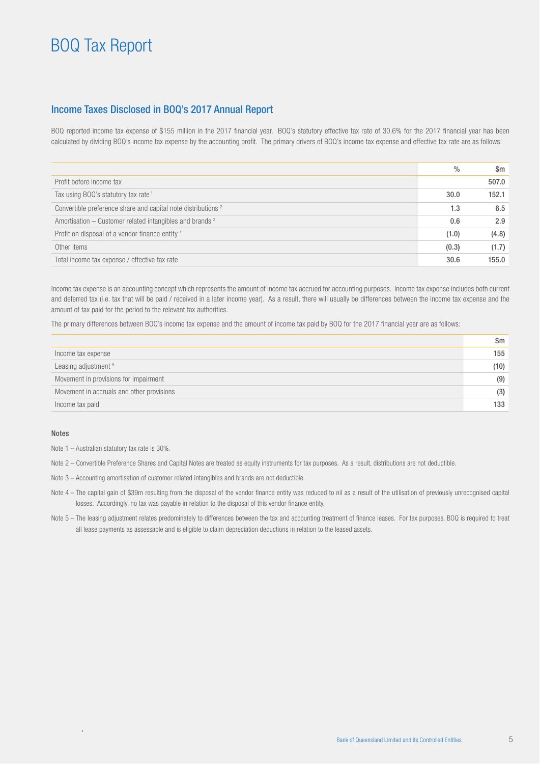# BOQ Tax Report

## Income Taxes Disclosed in BOQ's 2017 Annual Report

BOQ reported income tax expense of $155 million in the 2017 financial year. BOQ's statutory effective tax rate of 30.6% for the 2017 financial year has been calculated by dividing BOQ's income tax expense by the accounting profit. The primary drivers of BOQ's income tax expense and effective tax rate are as follows:

| | % | $m |
|---|---|---|
| Profit before income tax | | 507.0 |
| Tax using BOQ's statutory tax rate [1] | 30.0 | 152.1 |
| Convertible preference share and capital note distributions [2] | 1.3 | 6.5 |
| Amortisation – Customer related intangibles and brands [3] | 0.6 | 2.9 |
| Profit on disposal of a vendor finance entity [4] | (1.0) | (4.8) |
| Other items | (0.3) | (1.7) |
| Total income tax expense / effective tax rate | 30.6 | 155.0 |

Income tax expense is an accounting concept which represents the amount of income tax accrued for accounting purposes. Income tax expense includes both current and deferred tax (i.e. tax that will be paid / received in a later income year). As a result, there will usually be differences between the income tax expense and the amount of tax paid for the period to the relevant tax authorities.

The primary differences between BOQ's income tax expense and the amount of income tax paid by BOQ for the 2017 financial year are as follows:

| | $m |
|---|---|
| Income tax expense | 155 |
| Leasing adjustment [5] | (10) |
| Movement in provisions for impairment | (9) |
| Movement in accruals and other provisions | (3) |
| Income tax paid | 133 |

#### Notes

Note 1 – Australian statutory tax rate is 30%.

Note 2 – Convertible Preference Shares and Capital Notes are treated as equity instruments for tax purposes. As a result, distributions are not deductible.

Note 3 – Accounting amortisation of customer related intangibles and brands are not deductible.

Note 4 – The capital gain of $39m resulting from the disposal of the vendor finance entity was reduced to nil as a result of the utilisation of previously unrecognised capital losses. Accordingly, no tax was payable in relation to the disposal of this vendor finance entity.

Note 5 – The leasing adjustment relates predominately to differences between the tax and accounting treatment of finance leases. For tax purposes, BOQ is required to treat all lease payments as assessable and is eligible to claim depreciation deductions in relation to the leased assets.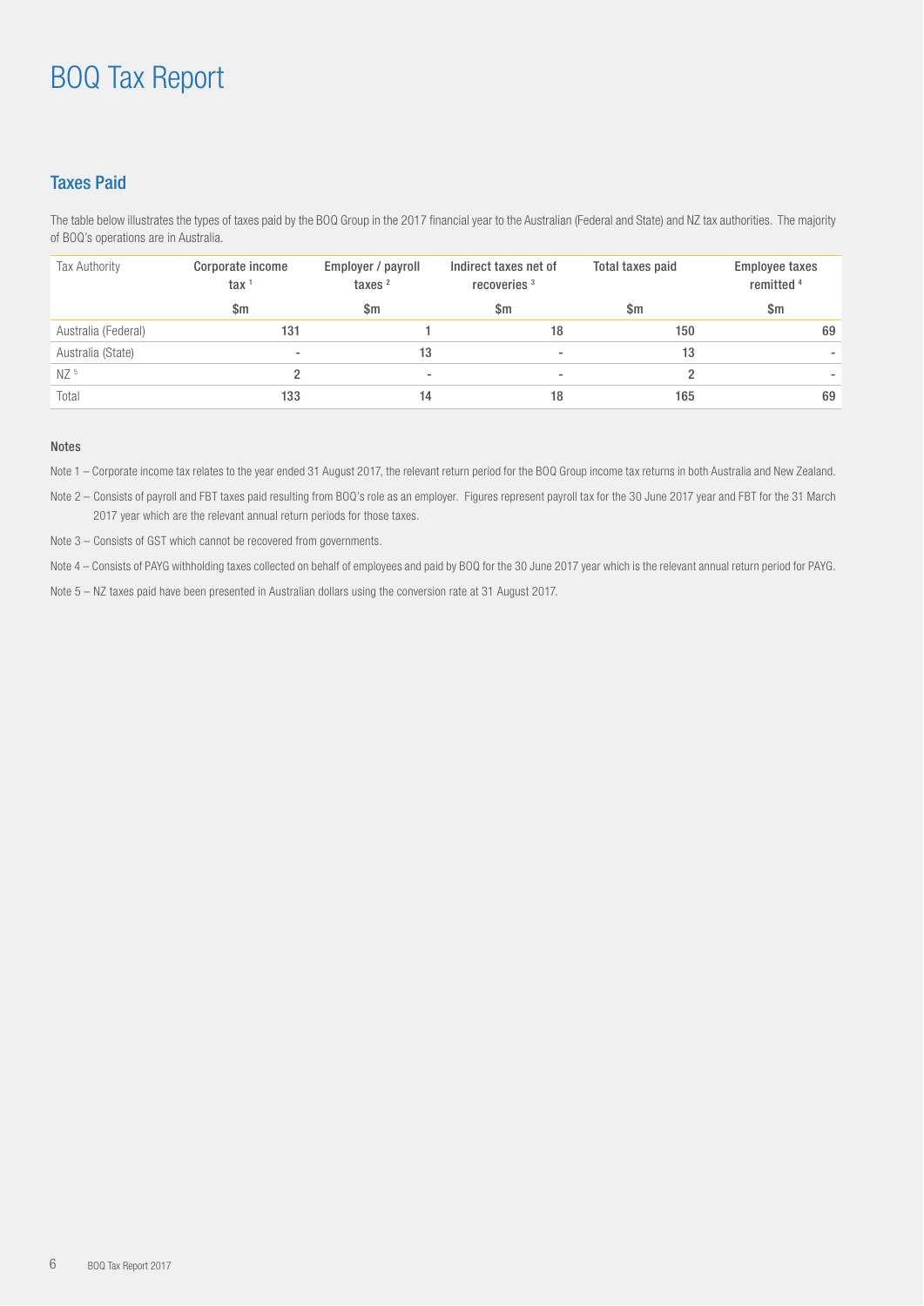# BOQ Tax Report

## Taxes Paid

The table below illustrates the types of taxes paid by the BOQ Group in the 2017 financial year to the Australian (Federal and State) and NZ tax authorities. The majority of BOQ's operations are in Australia.

| Tax Authority | Corporate income tax [1] | Employer / payroll taxes [2] | Indirect taxes net of recoveries [3] | Total taxes paid | Employee taxes remitted [4] |
|---|---|---|---|---|---|
| | $m | $m | $m | $m | $m |
| Australia (Federal) | 131 | 1 | 18 | 150 | 69 |
| Australia (State) | - | 13 | - | 13 | - |
| NZ [5] | 2 | - | - | 2 | - |
| Total | 133 | 14 | 18 | 165 | 69 |

### Notes

Note 1 – Corporate income tax relates to the year ended 31 August 2017, the relevant return period for the BOQ Group income tax returns in both Australia and New Zealand.

Note 2 – Consists of payroll and FBT taxes paid resulting from BOQ's role as an employer. Figures represent payroll tax for the 30 June 2017 year and FBT for the 31 March 2017 year which are the relevant annual return periods for those taxes.

Note 3 – Consists of GST which cannot be recovered from governments.

Note 4 – Consists of PAYG withholding taxes collected on behalf of employees and paid by BOQ for the 30 June 2017 year which is the relevant annual return period for PAYG.

Note 5 – NZ taxes paid have been presented in Australian dollars using the conversion rate at 31 August 2017.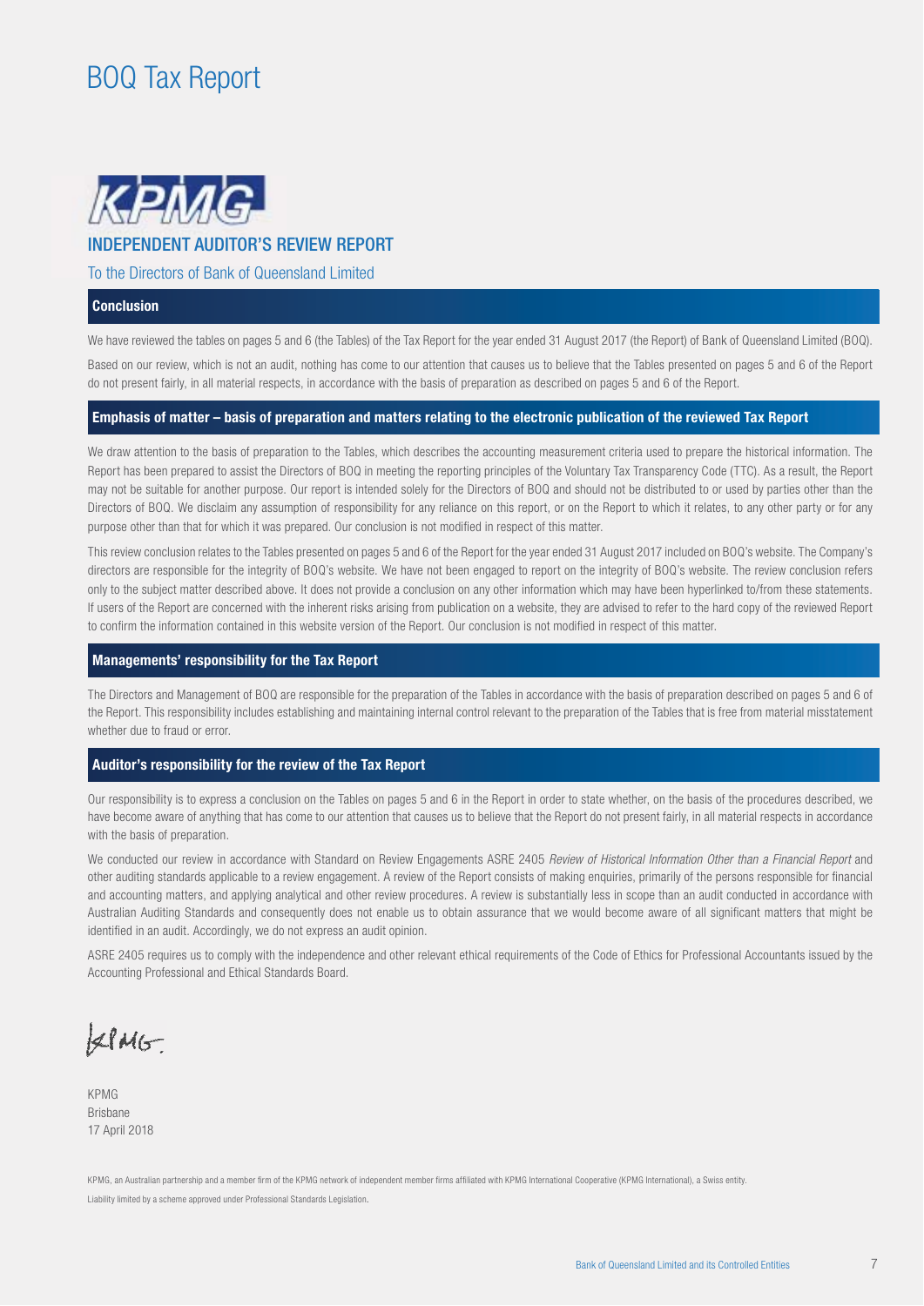# BOQ Tax Report

KPMG

## INDEPENDENT AUDITOR'S REVIEW REPORT

To the Directors of Bank of Queensland Limited

### Conclusion

We have reviewed the tables on pages 5 and 6 (the Tables) of the Tax Report for the year ended 31 August 2017 (the Report) of Bank of Queensland Limited (BOQ).

Based on our review, which is not an audit, nothing has come to our attention that causes us to believe that the Tables presented on pages 5 and 6 of the Report do not present fairly, in all material respects, in accordance with the basis of preparation as described on pages 5 and 6 of the Report.

### Emphasis of matter – basis of preparation and matters relating to the electronic publication of the reviewed Tax Report

We draw attention to the basis of preparation to the Tables, which describes the accounting measurement criteria used to prepare the historical information. The Report has been prepared to assist the Directors of BOQ in meeting the reporting principles of the Voluntary Tax Transparency Code (TTC). As a result, the Report may not be suitable for another purpose. Our report is intended solely for the Directors of BOQ and should not be distributed to or used by parties other than the Directors of BOQ. We disclaim any assumption of responsibility for any reliance on this report, or on the Report to which it relates, to any other party or for any purpose other than that for which it was prepared. Our conclusion is not modified in respect of this matter.

This review conclusion relates to the Tables presented on pages 5 and 6 of the Report for the year ended 31 August 2017 included on BOQ's website. The Company's directors are responsible for the integrity of BOQ's website. We have not been engaged to report on the integrity of BOQ's website. The review conclusion refers only to the subject matter described above. It does not provide a conclusion on any other information which may have been hyperlinked to/from these statements. If users of the Report are concerned with the inherent risks arising from publication on a website, they are advised to refer to the hard copy of the reviewed Report to confirm the information contained in this website version of the Report. Our conclusion is not modified in respect of this matter.

### Managements' responsibility for the Tax Report

The Directors and Management of BOQ are responsible for the preparation of the Tables in accordance with the basis of preparation described on pages 5 and 6 of the Report. This responsibility includes establishing and maintaining internal control relevant to the preparation of the Tables that is free from material misstatement whether due to fraud or error.

### Auditor's responsibility for the review of the Tax Report

Our responsibility is to express a conclusion on the Tables on pages 5 and 6 in the Report in order to state whether, on the basis of the procedures described, we have become aware of anything that has come to our attention that causes us to believe that the Report do not present fairly, in all material respects in accordance with the basis of preparation.

We conducted our review in accordance with Standard on Review Engagements ASRE 2405 *Review of Historical Information Other than a Financial Report* and other auditing standards applicable to a review engagement. A review of the Report consists of making enquiries, primarily of the persons responsible for financial and accounting matters, and applying analytical and other review procedures. A review is substantially less in scope than an audit conducted in accordance with Australian Auditing Standards and consequently does not enable us to obtain assurance that we would become aware of all significant matters that might be identified in an audit. Accordingly, we do not express an audit opinion.

ASRE 2405 requires us to comply with the independence and other relevant ethical requirements of the Code of Ethics for Professional Accountants issued by the Accounting Professional and Ethical Standards Board.

KPMG

KPMG
Brisbane
17 April 2018

KPMG, an Australian partnership and a member firm of the KPMG network of independent member firms affiliated with KPMG International Cooperative (KPMG International), a Swiss entity.
Liability limited by a scheme approved under Professional Standards Legislation.